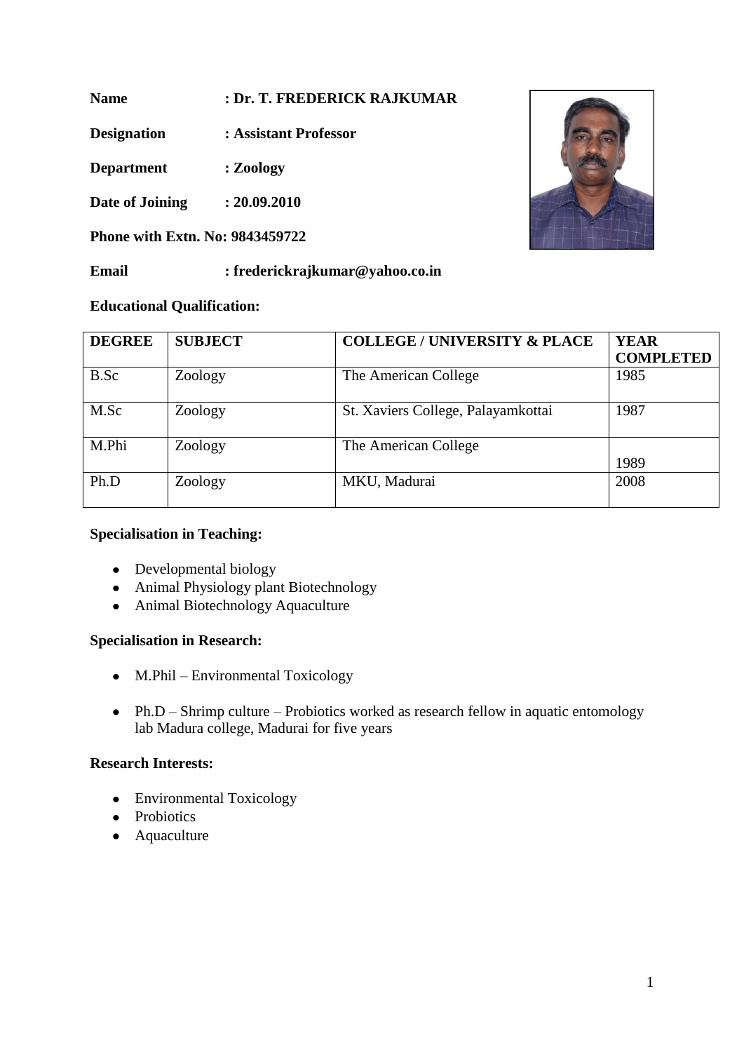**Name** : **Dr. T. FREDERICK RAJKUMAR**

**Designation** : **Assistant Professor**

**Department** : **Zoology**

**Date of Joining** : **20.09.2010**

**Phone with Extn. No: 9843459722**

**Email** : **frederickrajkumar@yahoo.co.in**

**Educational Qualification:**

| DEGREE | SUBJECT | COLLEGE / UNIVERSITY & PLACE | YEAR COMPLETED |
|---|---|---|---|
| B.Sc | Zoology | The American College | 1985 |
| M.Sc | Zoology | St. Xaviers College, Palayamkottai | 1987 |
| M.Phi | Zoology | The American College | 1989 |
| Ph.D | Zoology | MKU, Madurai | 2008 |

**Specialisation in Teaching:**

- Developmental biology
- Animal Physiology plant Biotechnology
- Animal Biotechnology Aquaculture

**Specialisation in Research:**

- M.Phil – Environmental Toxicology
- Ph.D – Shrimp culture – Probiotics worked as research fellow in aquatic entomology lab Madura college, Madurai for five years

**Research Interests:**

- Environmental Toxicology
- Probiotics
- Aquaculture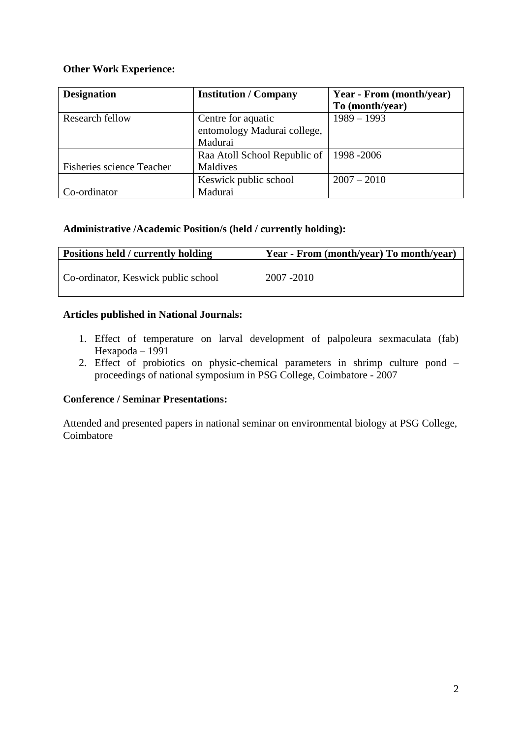**Other Work Experience:**

| Designation | Institution / Company | Year - From (month/year) To (month/year) |
|---|---|---|
| Research fellow | Centre for aquatic entomology Madurai college, Madurai | 1989 – 1993 |
| Fisheries science Teacher | Raa Atoll School Republic of Maldives | 1998 -2006 |
| Co-ordinator | Keswick public school Madurai | 2007 – 2010 |

**Administrative /Academic Position/s (held / currently holding):**

| Positions held / currently holding | Year - From (month/year) To month/year) |
|---|---|
| Co-ordinator, Keswick public school | 2007 -2010 |

**Articles published in National Journals:**

1. Effect of temperature on larval development of palpoleura sexmaculata (fab) Hexapoda – 1991
2. Effect of probiotics on physic-chemical parameters in shrimp culture pond – proceedings of national symposium in PSG College, Coimbatore - 2007

**Conference / Seminar Presentations:**

Attended and presented papers in national seminar on environmental biology at PSG College, Coimbatore